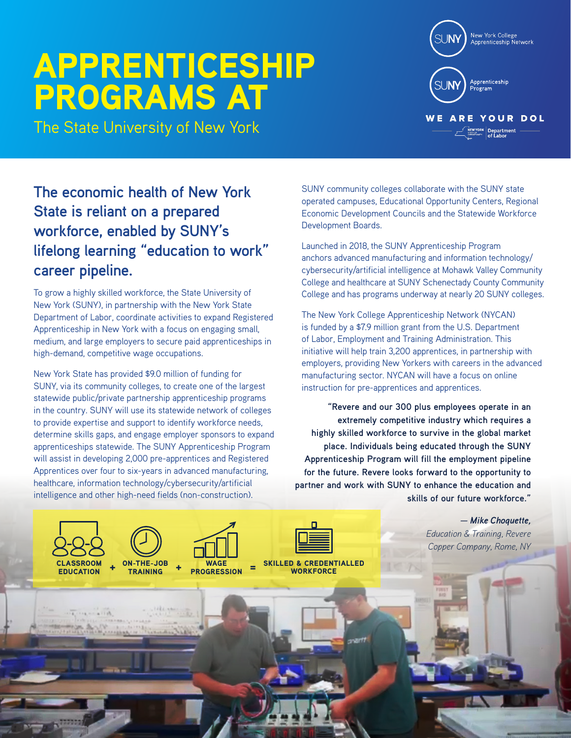# APPRENTICESHIP PROGRAMS AT

The State University of New York

SUNY New York College Apprenticeship Network

SUNY Apprenticeship Program

WE ARE YOUR DOL

New York State Department of Labor

## The economic health of New York State is reliant on a prepared workforce, enabled by SUNY's lifelong learning "education to work" career pipeline.

To grow a highly skilled workforce, the State University of New York (SUNY), in partnership with the New York State Department of Labor, coordinate activities to expand Registered Apprenticeship in New York with a focus on engaging small, medium, and large employers to secure paid apprenticeships in high-demand, competitive wage occupations.

New York State has provided $9.0 million of funding for SUNY, via its community colleges, to create one of the largest statewide public/private partnership apprenticeship programs in the country. SUNY will use its statewide network of colleges to provide expertise and support to identify workforce needs, determine skills gaps, and engage employer sponsors to expand apprenticeships statewide. The SUNY Apprenticeship Program will assist in developing 2,000 pre-apprentices and Registered Apprentices over four to six-years in advanced manufacturing, healthcare, information technology/cybersecurity/artificial intelligence and other high-need fields (non-construction).

SUNY community colleges collaborate with the SUNY state operated campuses, Educational Opportunity Centers, Regional Economic Development Councils and the Statewide Workforce Development Boards.

Launched in 2018, the SUNY Apprenticeship Program anchors advanced manufacturing and information technology/cybersecurity/artificial intelligence at Mohawk Valley Community College and healthcare at SUNY Schenectady County Community College and has programs underway at nearly 20 SUNY colleges.

The New York College Apprenticeship Network (NYCAN) is funded by a $7.9 million grant from the U.S. Department of Labor, Employment and Training Administration. This initiative will help train 3,200 apprentices, in partnership with employers, providing New Yorkers with careers in the advanced manufacturing sector. NYCAN will have a focus on online instruction for pre-apprentices and apprentices.

> **"Revere and our 300 plus employees operate in an extremely competitive industry which requires a highly skilled workforce to survive in the global market place. Individuals being educated through the SUNY Apprenticeship Program will fill the employment pipeline for the future. Revere looks forward to the opportunity to partner and work with SUNY to enhance the education and skills of our future workforce."**
>
> — ***Mike Choquette,***
> *Education & Training, Revere Copper Company, Rome, NY*

**CLASSROOM EDUCATION** + **ON-THE-JOB TRAINING** + **WAGE PROGRESSION** = **SKILLED & CREDENTIALLED WORKFORCE**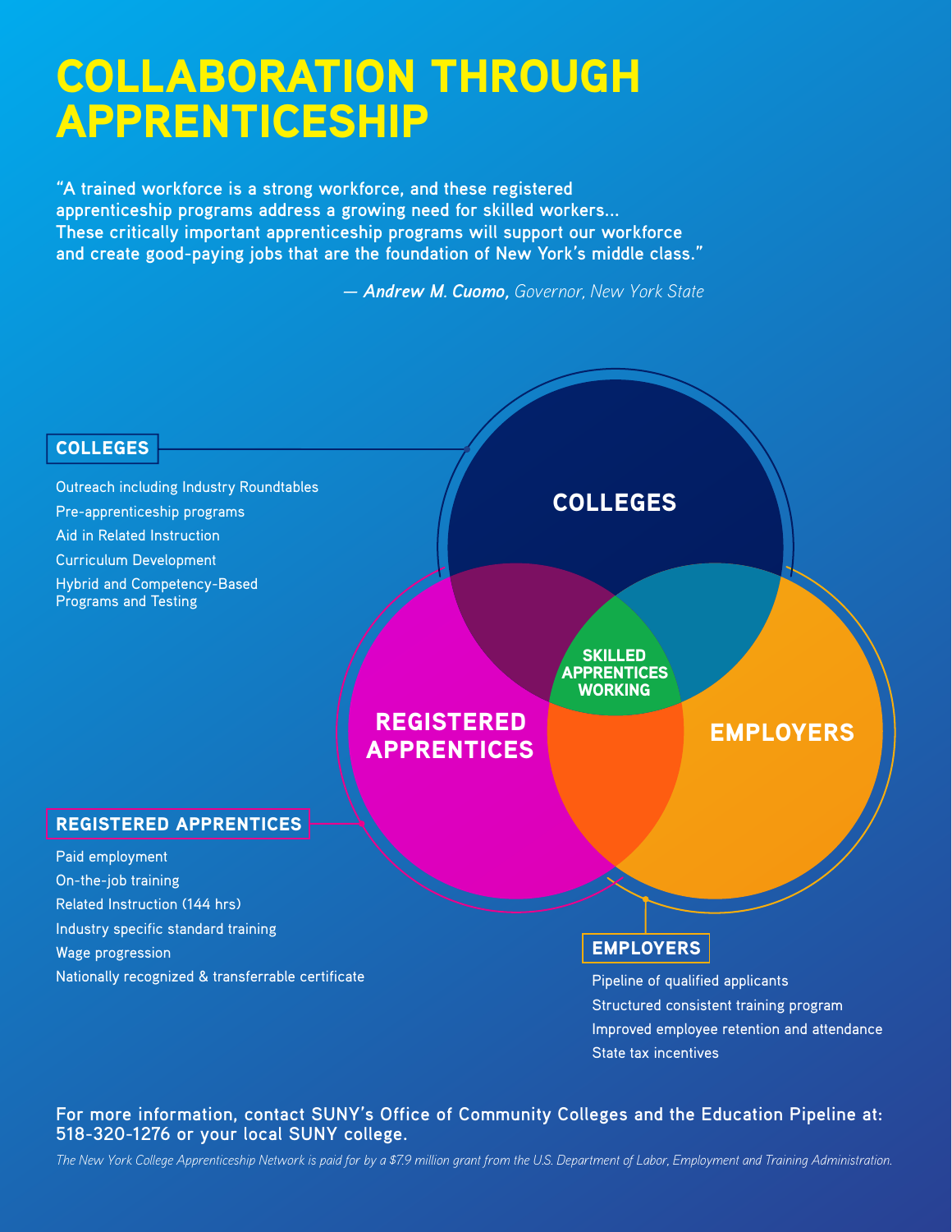# COLLABORATION THROUGH APPRENTICESHIP

**"A trained workforce is a strong workforce, and these registered apprenticeship programs address a growing need for skilled workers... These critically important apprenticeship programs will support our workforce and create good-paying jobs that are the foundation of New York's middle class."**

— ***Andrew M. Cuomo,*** *Governor, New York State*

COLLEGES

REGISTERED APPRENTICES

EMPLOYERS

SKILLED APPRENTICES WORKING

## COLLEGES

- Outreach including Industry Roundtables
- Pre-apprenticeship programs
- Aid in Related Instruction
- Curriculum Development
- Hybrid and Competency-Based Programs and Testing

## REGISTERED APPRENTICES

- Paid employment
- On-the-job training
- Related Instruction (144 hrs)
- Industry specific standard training
- Wage progression
- Nationally recognized & transferrable certificate

## EMPLOYERS

- Pipeline of qualified applicants
- Structured consistent training program
- Improved employee retention and attendance
- State tax incentives

**For more information, contact SUNY's Office of Community Colleges and the Education Pipeline at: 518-320-1276 or your local SUNY college.**

*The New York College Apprenticeship Network is paid for by a $7.9 million grant from the U.S. Department of Labor, Employment and Training Administration.*